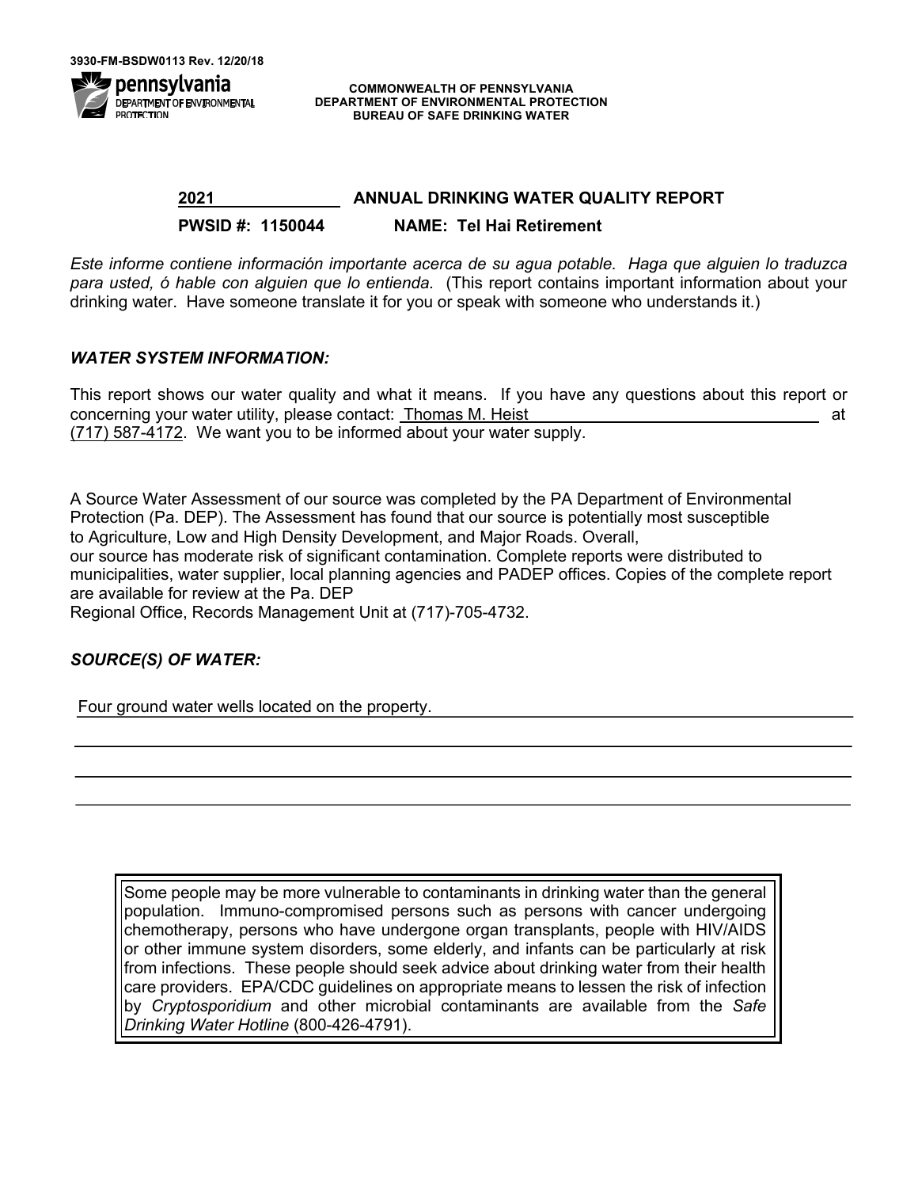3930-FM-BSDW0113 Rev. 12/20/18

pennsylvania
DEPARTMENT OF ENVIRONMENTAL PROTECTION

**COMMONWEALTH OF PENNSYLVANIA**
**DEPARTMENT OF ENVIRONMENTAL PROTECTION**
**BUREAU OF SAFE DRINKING WATER**

## 2021 ANNUAL DRINKING WATER QUALITY REPORT

**PWSID #: 1150044 NAME: Tel Hai Retirement**

*Este informe contiene información importante acerca de su agua potable. Haga que alguien lo traduzca para usted, ó hable con alguien que lo entienda.* (This report contains important information about your drinking water. Have someone translate it for you or speak with someone who understands it.)

### *WATER SYSTEM INFORMATION:*

This report shows our water quality and what it means. If you have any questions about this report or concerning your water utility, please contact: Thomas M. Heist at (717) 587-4172. We want you to be informed about your water supply.

A Source Water Assessment of our source was completed by the PA Department of Environmental Protection (Pa. DEP). The Assessment has found that our source is potentially most susceptible to Agriculture, Low and High Density Development, and Major Roads. Overall, our source has moderate risk of significant contamination. Complete reports were distributed to municipalities, water supplier, local planning agencies and PADEP offices. Copies of the complete report are available for review at the Pa. DEP Regional Office, Records Management Unit at (717)-705-4732.

### *SOURCE(S) OF WATER:*

Four ground water wells located on the property.

Some people may be more vulnerable to contaminants in drinking water than the general population. Immuno-compromised persons such as persons with cancer undergoing chemotherapy, persons who have undergone organ transplants, people with HIV/AIDS or other immune system disorders, some elderly, and infants can be particularly at risk from infections. These people should seek advice about drinking water from their health care providers. EPA/CDC guidelines on appropriate means to lessen the risk of infection by *Cryptosporidium* and other microbial contaminants are available from the *Safe Drinking Water Hotline* (800-426-4791).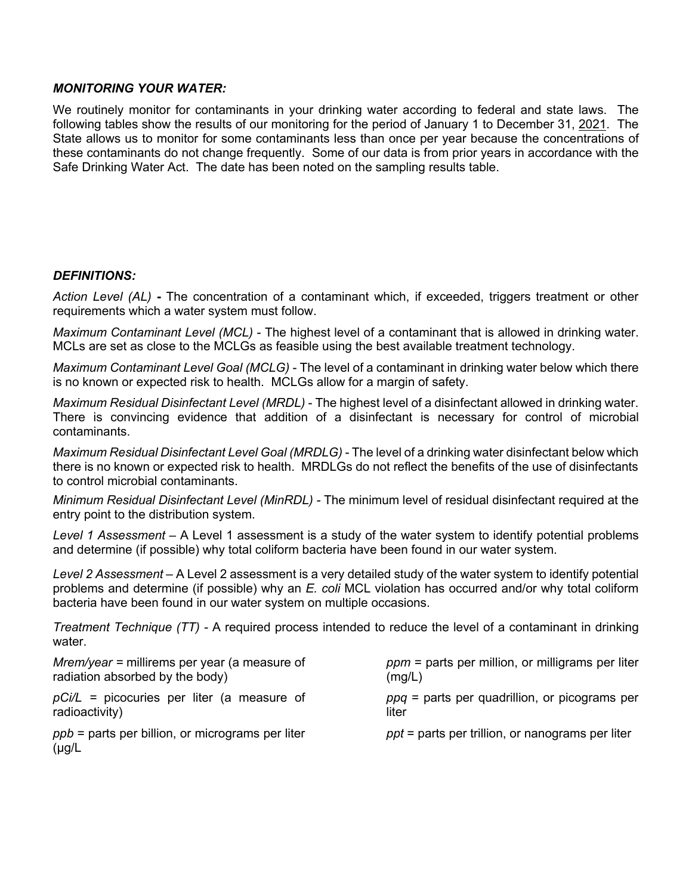***MONITORING YOUR WATER:***

We routinely monitor for contaminants in your drinking water according to federal and state laws. The following tables show the results of our monitoring for the period of January 1 to December 31, 2021. The State allows us to monitor for some contaminants less than once per year because the concentrations of these contaminants do not change frequently. Some of our data is from prior years in accordance with the Safe Drinking Water Act. The date has been noted on the sampling results table.

***DEFINITIONS:***

*Action Level (AL)* **-** The concentration of a contaminant which, if exceeded, triggers treatment or other requirements which a water system must follow.

*Maximum Contaminant Level (MCL)* - The highest level of a contaminant that is allowed in drinking water. MCLs are set as close to the MCLGs as feasible using the best available treatment technology.

*Maximum Contaminant Level Goal (MCLG)* - The level of a contaminant in drinking water below which there is no known or expected risk to health. MCLGs allow for a margin of safety.

*Maximum Residual Disinfectant Level (MRDL)* - The highest level of a disinfectant allowed in drinking water. There is convincing evidence that addition of a disinfectant is necessary for control of microbial contaminants.

*Maximum Residual Disinfectant Level Goal (MRDLG)* - The level of a drinking water disinfectant below which there is no known or expected risk to health. MRDLGs do not reflect the benefits of the use of disinfectants to control microbial contaminants.

*Minimum Residual Disinfectant Level (MinRDL)* - The minimum level of residual disinfectant required at the entry point to the distribution system.

*Level 1 Assessment* – A Level 1 assessment is a study of the water system to identify potential problems and determine (if possible) why total coliform bacteria have been found in our water system.

*Level 2 Assessment* – A Level 2 assessment is a very detailed study of the water system to identify potential problems and determine (if possible) why an *E. coli* MCL violation has occurred and/or why total coliform bacteria have been found in our water system on multiple occasions.

*Treatment Technique (TT)* - A required process intended to reduce the level of a contaminant in drinking water.

*Mrem/year* = millirems per year (a measure of radiation absorbed by the body)

*pCi/L* = picocuries per liter (a measure of radioactivity)

*ppb* = parts per billion, or micrograms per liter (µg/L

*ppm* = parts per million, or milligrams per liter (mg/L)

*ppq* = parts per quadrillion, or picograms per liter

*ppt* = parts per trillion, or nanograms per liter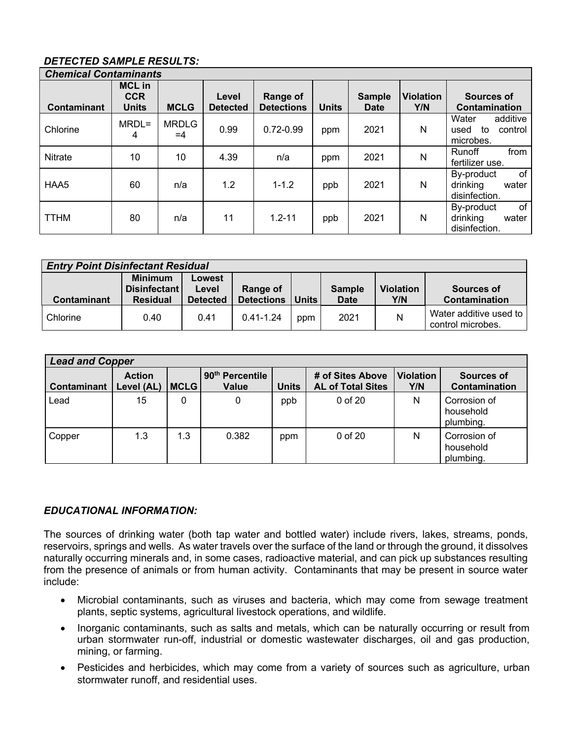***DETECTED SAMPLE RESULTS:***

| ***Chemical Contaminants*** | | | | | | | | |
|---|---|---|---|---|---|---|---|---|
| **Contaminant** | **MCL in CCR Units** | **MCLG** | **Level Detected** | **Range of Detections** | **Units** | **Sample Date** | **Violation Y/N** | **Sources of Contamination** |
| Chlorine | MRDL=4 | MRDLG=4 | 0.99 | 0.72-0.99 | ppm | 2021 | N | Water additive used to control microbes. |
| Nitrate | 10 | 10 | 4.39 | n/a | ppm | 2021 | N | Runoff from fertilizer use. |
| HAA5 | 60 | n/a | 1.2 | 1-1.2 | ppb | 2021 | N | By-product of drinking water disinfection. |
| TTHM | 80 | n/a | 11 | 1.2-11 | ppb | 2021 | N | By-product of drinking water disinfection. |

| ***Entry Point Disinfectant Residual*** | | | | | | | |
|---|---|---|---|---|---|---|---|
| **Contaminant** | **Minimum Disinfectant Residual** | **Lowest Level Detected** | **Range of Detections** | **Units** | **Sample Date** | **Violation Y/N** | **Sources of Contamination** |
| Chlorine | 0.40 | 0.41 | 0.41-1.24 | ppm | 2021 | N | Water additive used to control microbes. |

| ***Lead and Copper*** | | | | | | | |
|---|---|---|---|---|---|---|---|
| **Contaminant** | **Action Level (AL)** | **MCLG** | **90th Percentile Value** | **Units** | **# of Sites Above AL of Total Sites** | **Violation Y/N** | **Sources of Contamination** |
| Lead | 15 | 0 | 0 | ppb | 0 of 20 | N | Corrosion of household plumbing. |
| Copper | 1.3 | 1.3 | 0.382 | ppm | 0 of 20 | N | Corrosion of household plumbing. |

***EDUCATIONAL INFORMATION:***

The sources of drinking water (both tap water and bottled water) include rivers, lakes, streams, ponds, reservoirs, springs and wells. As water travels over the surface of the land or through the ground, it dissolves naturally occurring minerals and, in some cases, radioactive material, and can pick up substances resulting from the presence of animals or from human activity. Contaminants that may be present in source water include:

- Microbial contaminants, such as viruses and bacteria, which may come from sewage treatment plants, septic systems, agricultural livestock operations, and wildlife.
- Inorganic contaminants, such as salts and metals, which can be naturally occurring or result from urban stormwater run-off, industrial or domestic wastewater discharges, oil and gas production, mining, or farming.
- Pesticides and herbicides, which may come from a variety of sources such as agriculture, urban stormwater runoff, and residential uses.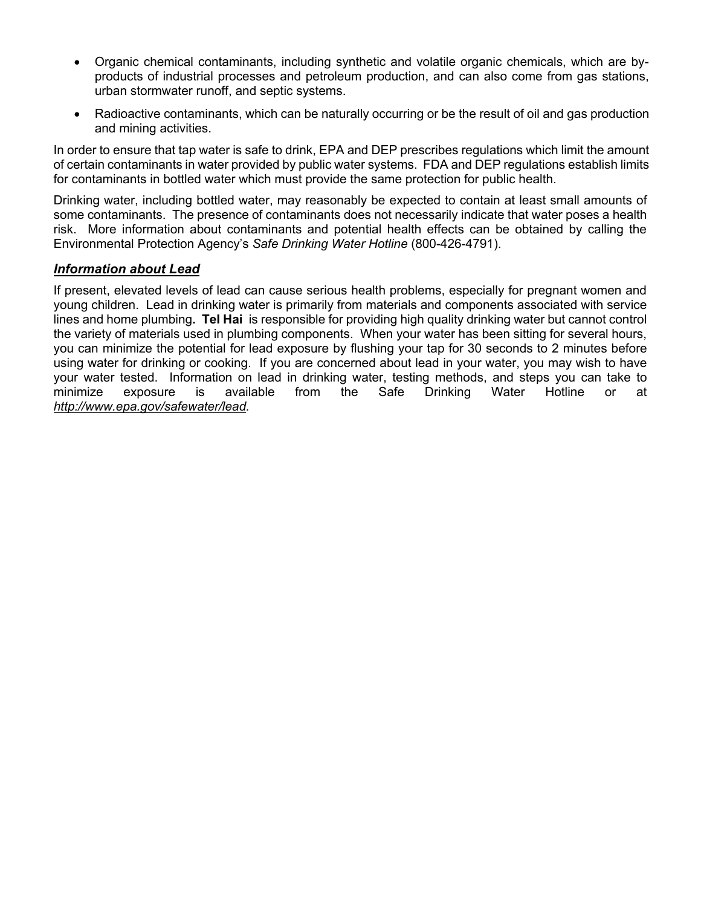- Organic chemical contaminants, including synthetic and volatile organic chemicals, which are by-products of industrial processes and petroleum production, and can also come from gas stations, urban stormwater runoff, and septic systems.
- Radioactive contaminants, which can be naturally occurring or be the result of oil and gas production and mining activities.

In order to ensure that tap water is safe to drink, EPA and DEP prescribes regulations which limit the amount of certain contaminants in water provided by public water systems. FDA and DEP regulations establish limits for contaminants in bottled water which must provide the same protection for public health.

Drinking water, including bottled water, may reasonably be expected to contain at least small amounts of some contaminants. The presence of contaminants does not necessarily indicate that water poses a health risk. More information about contaminants and potential health effects can be obtained by calling the Environmental Protection Agency's *Safe Drinking Water Hotline* (800-426-4791).

## ***Information about Lead***

If present, elevated levels of lead can cause serious health problems, especially for pregnant women and young children. Lead in drinking water is primarily from materials and components associated with service lines and home plumbing**. Tel Hai** is responsible for providing high quality drinking water but cannot control the variety of materials used in plumbing components. When your water has been sitting for several hours, you can minimize the potential for lead exposure by flushing your tap for 30 seconds to 2 minutes before using water for drinking or cooking. If you are concerned about lead in your water, you may wish to have your water tested. Information on lead in drinking water, testing methods, and steps you can take to minimize exposure is available from the Safe Drinking Water Hotline or at *http://www.epa.gov/safewater/lead.*